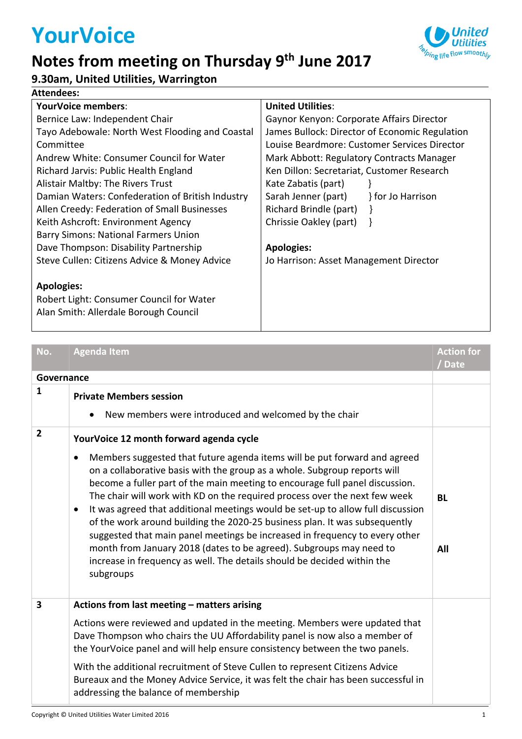# YourVoice

## Notes from meeting on Thursday 9th June 2017

### 9.30am, United Utilities, Warrington

**Attendees:**

| **YourVoice members**: | **United Utilities**: |
|---|---|
| Bernice Law: Independent Chair | Gaynor Kenyon: Corporate Affairs Director |
| Tayo Adebowale: North West Flooding and Coastal Committee | James Bullock: Director of Economic Regulation |
| Andrew White: Consumer Council for Water | Louise Beardmore: Customer Services Director |
| Richard Jarvis: Public Health England | Mark Abbott: Regulatory Contracts Manager |
| Alistair Maltby: The Rivers Trust | Ken Dillon: Secretariat, Customer Research |
| Damian Waters: Confederation of British Industry | Kate Zabatis (part) } |
| Allen Creedy: Federation of Small Businesses | Sarah Jenner (part) } for Jo Harrison |
| Keith Ashcroft: Environment Agency | Richard Brindle (part) } |
| Barry Simons: National Farmers Union | Chrissie Oakley (part) } |
| Dave Thompson: Disability Partnership | |
| Steve Cullen: Citizens Advice & Money Advice | **Apologies:** |
| | Jo Harrison: Asset Management Director |
| **Apologies:** | |
| Robert Light: Consumer Council for Water | |
| Alan Smith: Allerdale Borough Council | |

| No. | Agenda Item | Action for / Date |
|---|---|---|
| **Governance** | | |
| **1** | **Private Members session**<br>• New members were introduced and welcomed by the chair | |
| **2** | **YourVoice 12 month forward agenda cycle**<br>• Members suggested that future agenda items will be put forward and agreed on a collaborative basis with the group as a whole. Subgroup reports will become a fuller part of the main meeting to encourage full panel discussion. The chair will work with KD on the required process over the next few week<br>• It was agreed that additional meetings would be set-up to allow full discussion of the work around building the 2020-25 business plan. It was subsequently suggested that main panel meetings be increased in frequency to every other month from January 2018 (dates to be agreed). Subgroups may need to increase in frequency as well. The details should be decided within the subgroups | **BL**<br><br>**All** |
| **3** | **Actions from last meeting – matters arising**<br>Actions were reviewed and updated in the meeting. Members were updated that Dave Thompson who chairs the UU Affordability panel is now also a member of the YourVoice panel and will help ensure consistency between the two panels.<br>With the additional recruitment of Steve Cullen to represent Citizens Advice Bureaux and the Money Advice Service, it was felt the chair has been successful in addressing the balance of membership | |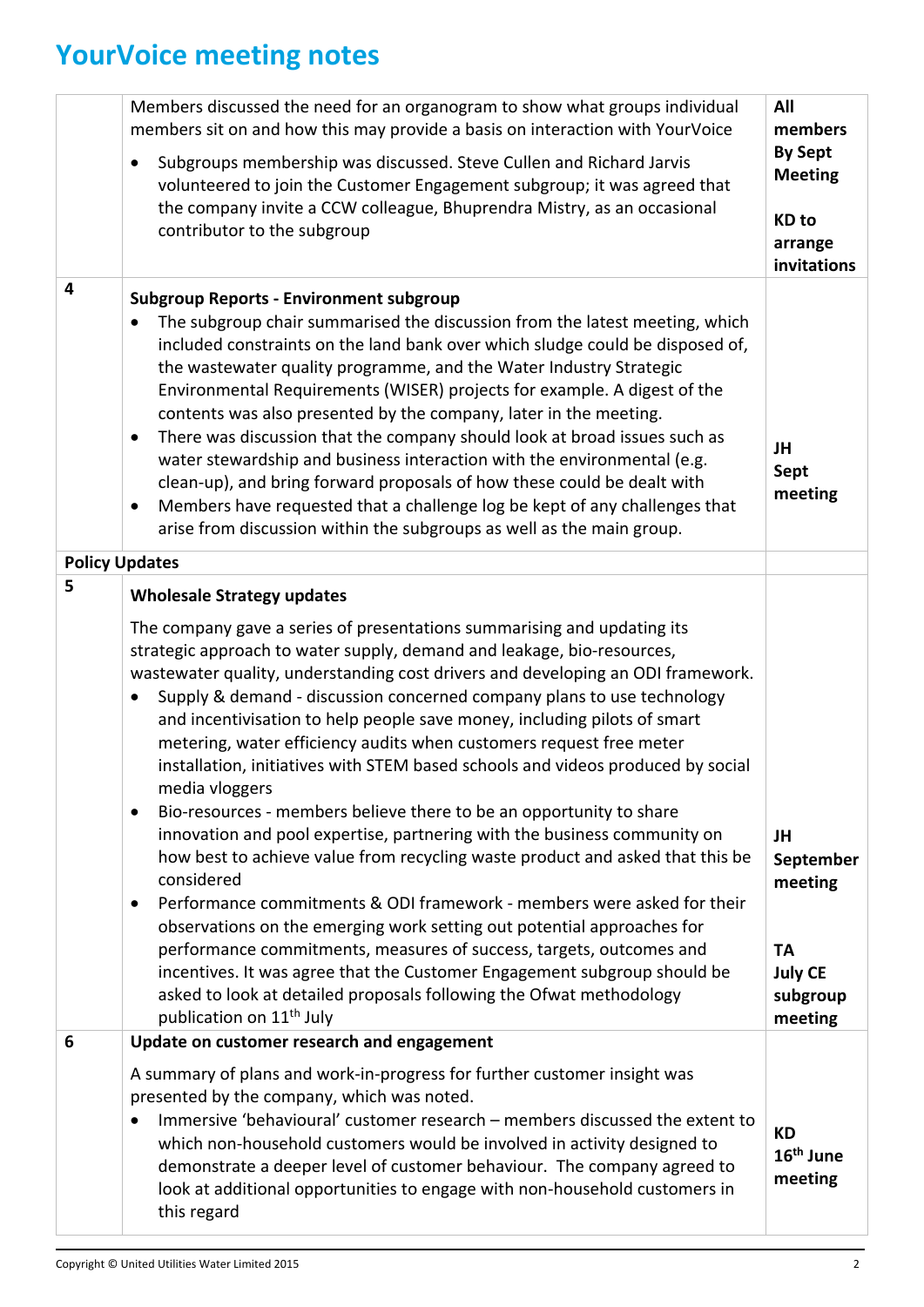# YourVoice meeting notes

| | | |
|---|---|---|
| | Members discussed the need for an organogram to show what groups individual members sit on and how this may provide a basis on interaction with YourVoice<br><br>• Subgroups membership was discussed. Steve Cullen and Richard Jarvis volunteered to join the Customer Engagement subgroup; it was agreed that the company invite a CCW colleague, Bhuprendra Mistry, as an occasional contributor to the subgroup | **All members By Sept Meeting**<br><br>**KD to arrange invitations** |
| **4** | **Subgroup Reports - Environment subgroup**<br>• The subgroup chair summarised the discussion from the latest meeting, which included constraints on the land bank over which sludge could be disposed of, the wastewater quality programme, and the Water Industry Strategic Environmental Requirements (WISER) projects for example. A digest of the contents was also presented by the company, later in the meeting.<br>• There was discussion that the company should look at broad issues such as water stewardship and business interaction with the environmental (e.g. clean-up), and bring forward proposals of how these could be dealt with<br>• Members have requested that a challenge log be kept of any challenges that arise from discussion within the subgroups as well as the main group. | **JH Sept meeting** |
| **Policy Updates** | | |
| **5** | **Wholesale Strategy updates**<br><br>The company gave a series of presentations summarising and updating its strategic approach to water supply, demand and leakage, bio-resources, wastewater quality, understanding cost drivers and developing an ODI framework.<br>• Supply & demand - discussion concerned company plans to use technology and incentivisation to help people save money, including pilots of smart metering, water efficiency audits when customers request free meter installation, initiatives with STEM based schools and videos produced by social media vloggers<br>• Bio-resources - members believe there to be an opportunity to share innovation and pool expertise, partnering with the business community on how best to achieve value from recycling waste product and asked that this be considered<br>• Performance commitments & ODI framework - members were asked for their observations on the emerging work setting out potential approaches for performance commitments, measures of success, targets, outcomes and incentives. It was agree that the Customer Engagement subgroup should be asked to look at detailed proposals following the Ofwat methodology publication on 11th July | **JH September meeting**<br><br>**TA July CE subgroup meeting** |
| **6** | **Update on customer research and engagement**<br><br>A summary of plans and work-in-progress for further customer insight was presented by the company, which was noted.<br>• Immersive 'behavioural' customer research – members discussed the extent to which non-household customers would be involved in activity designed to demonstrate a deeper level of customer behaviour. The company agreed to look at additional opportunities to engage with non-household customers in this regard | **KD 16th June meeting** |

Copyright © United Utilities Water Limited 2015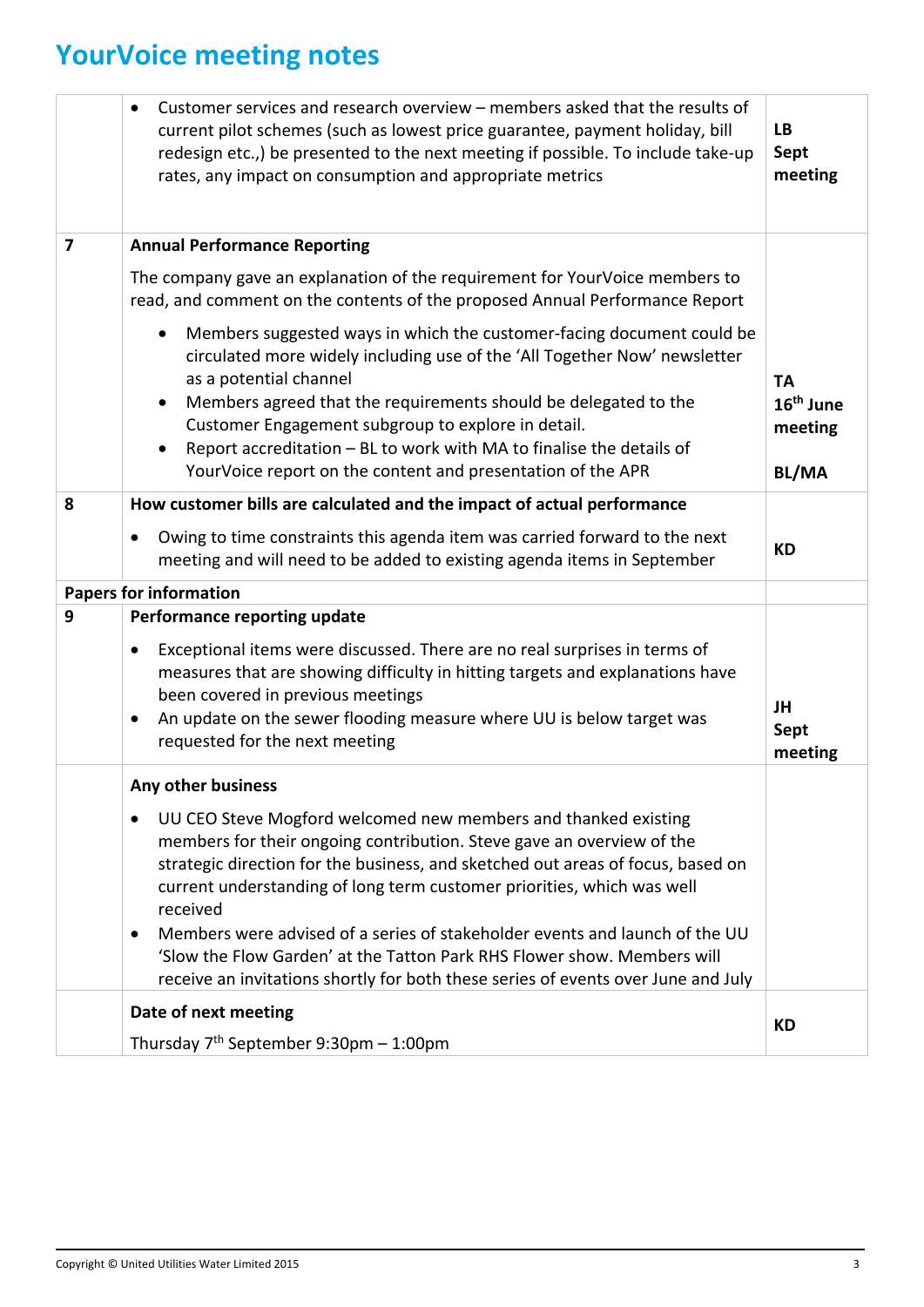# YourVoice meeting notes

| | | |
|---|---|---|
| | • Customer services and research overview – members asked that the results of current pilot schemes (such as lowest price guarantee, payment holiday, bill redesign etc.,) be presented to the next meeting if possible. To include take-up rates, any impact on consumption and appropriate metrics | **LB Sept meeting** |
| **7** | **Annual Performance Reporting**<br><br>The company gave an explanation of the requirement for YourVoice members to read, and comment on the contents of the proposed Annual Performance Report<br><br>• Members suggested ways in which the customer-facing document could be circulated more widely including use of the 'All Together Now' newsletter as a potential channel<br>• Members agreed that the requirements should be delegated to the Customer Engagement subgroup to explore in detail.<br>• Report accreditation – BL to work with MA to finalise the details of YourVoice report on the content and presentation of the APR | **TA 16th June meeting**<br><br>**BL/MA** |
| **8** | **How customer bills are calculated and the impact of actual performance**<br><br>• Owing to time constraints this agenda item was carried forward to the next meeting and will need to be added to existing agenda items in September | **KD** |
| **Papers for information** | | |
| **9** | **Performance reporting update**<br><br>• Exceptional items were discussed. There are no real surprises in terms of measures that are showing difficulty in hitting targets and explanations have been covered in previous meetings<br>• An update on the sewer flooding measure where UU is below target was requested for the next meeting | **JH Sept meeting** |
| | **Any other business**<br><br>• UU CEO Steve Mogford welcomed new members and thanked existing members for their ongoing contribution. Steve gave an overview of the strategic direction for the business, and sketched out areas of focus, based on current understanding of long term customer priorities, which was well received<br>• Members were advised of a series of stakeholder events and launch of the UU 'Slow the Flow Garden' at the Tatton Park RHS Flower show. Members will receive an invitations shortly for both these series of events over June and July | |
| | **Date of next meeting**<br><br>Thursday 7th September 9:30pm – 1:00pm | **KD** |

Copyright © United Utilities Water Limited 2015